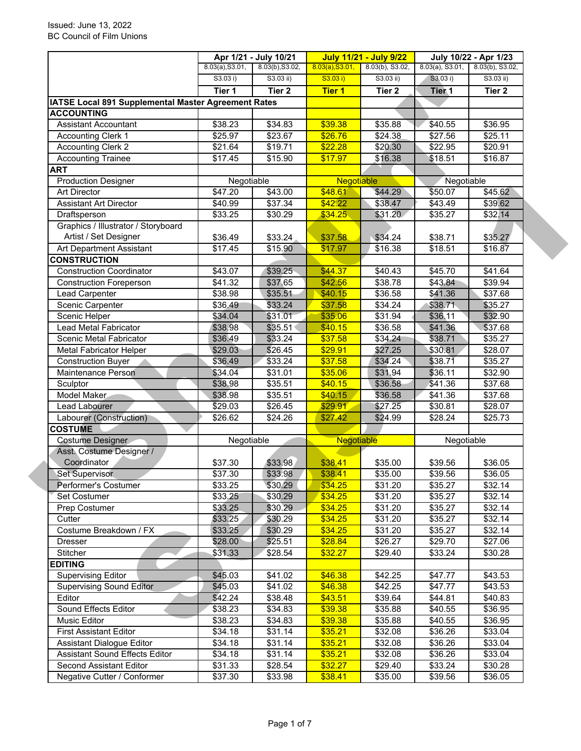Issued: June 13, 2022
BC Council of Film Unions

| | Apr 1/21 - July 10/21 | | July 11/21 - July 9/22 | | July 10/22 - Apr 1/23 | |
|---|---|---|---|---|---|---|
| | 8.03(a),S3.01, S3.03 i) | 8.03(b),S3.02, S3.03 ii) | 8.03(a),S3.01, S3.03 i) | 8.03(b), S3.02, S3.03 ii) | 8.03(a), S3.01, S3.03 i) | 8.03(b), S3.02, S3.03 ii) |
| | Tier 1 | Tier 2 | Tier 1 | Tier 2 | Tier 1 | Tier 2 |
| **IATSE Local 891 Supplemental Master Agreement Rates** | | | | | | |
| **ACCOUNTING** | | | | | | |
| Assistant Accountant | $38.23 | $34.83 | $39.38 | $35.88 | $40.55 | $36.95 |
| Accounting Clerk 1 | $25.97 | $23.67 | $26.76 | $24.38 | $27.56 | $25.11 |
| Accounting Clerk 2 | $21.64 | $19.71 | $22.28 | $20.30 | $22.95 | $20.91 |
| Accounting Trainee | $17.45 | $15.90 | $17.97 | $16.38 | $18.51 | $16.87 |
| **ART** | | | | | | |
| Production Designer | Negotiable | | Negotiable | | Negotiable | |
| Art Director | $47.20 | $43.00 | $48.61 | $44.29 | $50.07 | $45.62 |
| Assistant Art Director | $40.99 | $37.34 | $42.22 | $38.47 | $43.49 | $39.62 |
| Draftsperson | $33.25 | $30.29 | $34.25 | $31.20 | $35.27 | $32.14 |
| Graphics / Illustrator / Storyboard Artist / Set Designer | $36.49 | $33.24 | $37.58 | $34.24 | $38.71 | $35.27 |
| Art Department Assistant | $17.45 | $15.90 | $17.97 | $16.38 | $18.51 | $16.87 |
| **CONSTRUCTION** | | | | | | |
| Construction Coordinator | $43.07 | $39.25 | $44.37 | $40.43 | $45.70 | $41.64 |
| Construction Foreperson | $41.32 | $37.65 | $42.56 | $38.78 | $43.84 | $39.94 |
| Lead Carpenter | $38.98 | $35.51 | $40.15 | $36.58 | $41.36 | $37.68 |
| Scenic Carpenter | $36.49 | $33.24 | $37.58 | $34.24 | $38.71 | $35.27 |
| Scenic Helper | $34.04 | $31.01 | $35.06 | $31.94 | $36.11 | $32.90 |
| Lead Metal Fabricator | $38.98 | $35.51 | $40.15 | $36.58 | $41.36 | $37.68 |
| Scenic Metal Fabricator | $36.49 | $33.24 | $37.58 | $34.24 | $38.71 | $35.27 |
| Metal Fabricator Helper | $29.03 | $26.45 | $29.91 | $27.25 | $30.81 | $28.07 |
| Construction Buyer | $36.49 | $33.24 | $37.58 | $34.24 | $38.71 | $35.27 |
| Maintenance Person | $34.04 | $31.01 | $35.06 | $31.94 | $36.11 | $32.90 |
| Sculptor | $38.98 | $35.51 | $40.15 | $36.58 | $41.36 | $37.68 |
| Model Maker | $38.98 | $35.51 | $40.15 | $36.58 | $41.36 | $37.68 |
| Lead Labourer | $29.03 | $26.45 | $29.91 | $27.25 | $30.81 | $28.07 |
| Labourer (Construction) | $26.62 | $24.26 | $27.42 | $24.99 | $28.24 | $25.73 |
| **COSTUME** | | | | | | |
| Costume Designer | Negotiable | | Negotiable | | Negotiable | |
| Asst. Costume Designer / Coordinator | $37.30 | $33.98 | $38.41 | $35.00 | $39.56 | $36.05 |
| Set Supervisor | $37.30 | $33.98 | $38.41 | $35.00 | $39.56 | $36.05 |
| Performer's Costumer | $33.25 | $30.29 | $34.25 | $31.20 | $35.27 | $32.14 |
| Set Costumer | $33.25 | $30.29 | $34.25 | $31.20 | $35.27 | $32.14 |
| Prep Costumer | $33.25 | $30.29 | $34.25 | $31.20 | $35.27 | $32.14 |
| Cutter | $33.25 | $30.29 | $34.25 | $31.20 | $35.27 | $32.14 |
| Costume Breakdown / FX | $33.25 | $30.29 | $34.25 | $31.20 | $35.27 | $32.14 |
| Dresser | $28.00 | $25.51 | $28.84 | $26.27 | $29.70 | $27.06 |
| Stitcher | $31.33 | $28.54 | $32.27 | $29.40 | $33.24 | $30.28 |
| **EDITING** | | | | | | |
| Supervising Editor | $45.03 | $41.02 | $46.38 | $42.25 | $47.77 | $43.53 |
| Supervising Sound Editor | $45.03 | $41.02 | $46.38 | $42.25 | $47.77 | $43.53 |
| Editor | $42.24 | $38.48 | $43.51 | $39.64 | $44.81 | $40.83 |
| Sound Effects Editor | $38.23 | $34.83 | $39.38 | $35.88 | $40.55 | $36.95 |
| Music Editor | $38.23 | $34.83 | $39.38 | $35.88 | $40.55 | $36.95 |
| First Assistant Editor | $34.18 | $31.14 | $35.21 | $32.08 | $36.26 | $33.04 |
| Assistant Dialogue Editor | $34.18 | $31.14 | $35.21 | $32.08 | $36.26 | $33.04 |
| Assistant Sound Effects Editor | $34.18 | $31.14 | $35.21 | $32.08 | $36.26 | $33.04 |
| Second Assistant Editor | $31.33 | $28.54 | $32.27 | $29.40 | $33.24 | $30.28 |
| Negative Cutter / Conformer | $37.30 | $33.98 | $38.41 | $35.00 | $39.56 | $36.05 |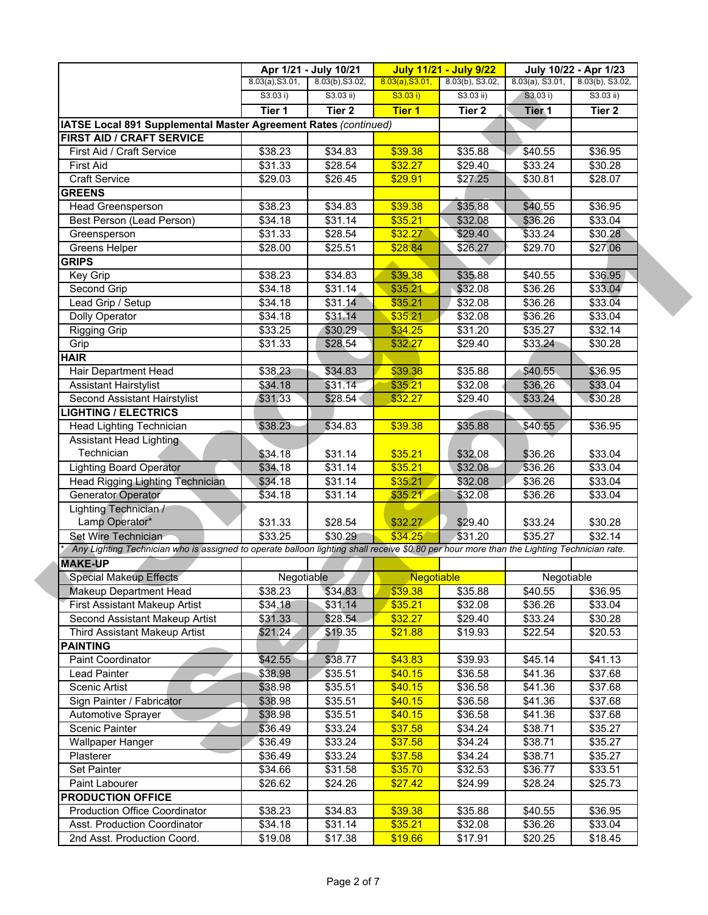| | Apr 1/21 - July 10/21 | | July 11/21 - July 9/22 | | July 10/22 - Apr 1/23 | |
|---|---|---|---|---|---|---|
| | 8.03(a),S3.01, S3.03 i) | 8.03(b),S3.02, S3.03 ii) | 8.03(a),S3.01, S3.03 i) | 8.03(b), S3.02, S3.03 ii) | 8.03(a), S3.01, S3.03 i) | 8.03(b), S3.02, S3.03 ii) |
| | **Tier 1** | **Tier 2** | **Tier 1** | **Tier 2** | **Tier 1** | **Tier 2** |
| **IATSE Local 891 Supplemental Master Agreement Rates** *(continued)* | | | | | | |
| **FIRST AID / CRAFT SERVICE** | | | | | | |
| First Aid / Craft Service | $38.23 | $34.83 | $39.38 | $35.88 | $40.55 | $36.95 |
| First Aid | $31.33 | $28.54 | $32.27 | $29.40 | $33.24 | $30.28 |
| Craft Service | $29.03 | $26.45 | $29.91 | $27.25 | $30.81 | $28.07 |
| **GREENS** | | | | | | |
| Head Greensperson | $38.23 | $34.83 | $39.38 | $35.88 | $40.55 | $36.95 |
| Best Person (Lead Person) | $34.18 | $31.14 | $35.21 | $32.08 | $36.26 | $33.04 |
| Greensperson | $31.33 | $28.54 | $32.27 | $29.40 | $33.24 | $30.28 |
| Greens Helper | $28.00 | $25.51 | $28.84 | $26.27 | $29.70 | $27.06 |
| **GRIPS** | | | | | | |
| Key Grip | $38.23 | $34.83 | $39.38 | $35.88 | $40.55 | $36.95 |
| Second Grip | $34.18 | $31.14 | $35.21 | $32.08 | $36.26 | $33.04 |
| Lead Grip / Setup | $34.18 | $31.14 | $35.21 | $32.08 | $36.26 | $33.04 |
| Dolly Operator | $34.18 | $31.14 | $35.21 | $32.08 | $36.26 | $33.04 |
| Rigging Grip | $33.25 | $30.29 | $34.25 | $31.20 | $35.27 | $32.14 |
| Grip | $31.33 | $28.54 | $32.27 | $29.40 | $33.24 | $30.28 |
| **HAIR** | | | | | | |
| Hair Department Head | $38.23 | $34.83 | $39.38 | $35.88 | $40.55 | $36.95 |
| Assistant Hairstylist | $34.18 | $31.14 | $35.21 | $32.08 | $36.26 | $33.04 |
| Second Assistant Hairstylist | $31.33 | $28.54 | $32.27 | $29.40 | $33.24 | $30.28 |
| **LIGHTING / ELECTRICS** | | | | | | |
| Head Lighting Technician | $38.23 | $34.83 | $39.38 | $35.88 | $40.55 | $36.95 |
| Assistant Head Lighting Technician | $34.18 | $31.14 | $35.21 | $32.08 | $36.26 | $33.04 |
| Lighting Board Operator | $34.18 | $31.14 | $35.21 | $32.08 | $36.26 | $33.04 |
| Head Rigging Lighting Technician | $34.18 | $31.14 | $35.21 | $32.08 | $36.26 | $33.04 |
| Generator Operator | $34.18 | $31.14 | $35.21 | $32.08 | $36.26 | $33.04 |
| Lighting Technician / Lamp Operator* | $31.33 | $28.54 | $32.27 | $29.40 | $33.24 | $30.28 |
| Set Wire Technician | $33.25 | $30.29 | $34.25 | $31.20 | $35.27 | $32.14 |
| * *Any Lighting Technician who is assigned to operate balloon lighting shall receive $0.80 per hour more than the Lighting Technician rate.* | | | | | | |
| **MAKE-UP** | | | | | | |
| Special Makeup Effects | Negotiable | | Negotiable | | Negotiable | |
| Makeup Department Head | $38.23 | $34.83 | $39.38 | $35.88 | $40.55 | $36.95 |
| First Assistant Makeup Artist | $34.18 | $31.14 | $35.21 | $32.08 | $36.26 | $33.04 |
| Second Assistant Makeup Artist | $31.33 | $28.54 | $32.27 | $29.40 | $33.24 | $30.28 |
| Third Assistant Makeup Artist | $21.24 | $19.35 | $21.88 | $19.93 | $22.54 | $20.53 |
| **PAINTING** | | | | | | |
| Paint Coordinator | $42.55 | $38.77 | $43.83 | $39.93 | $45.14 | $41.13 |
| Lead Painter | $38.98 | $35.51 | $40.15 | $36.58 | $41.36 | $37.68 |
| Scenic Artist | $38.98 | $35.51 | $40.15 | $36.58 | $41.36 | $37.68 |
| Sign Painter / Fabricator | $38.98 | $35.51 | $40.15 | $36.58 | $41.36 | $37.68 |
| Automotive Sprayer | $38.98 | $35.51 | $40.15 | $36.58 | $41.36 | $37.68 |
| Scenic Painter | $36.49 | $33.24 | $37.58 | $34.24 | $38.71 | $35.27 |
| Wallpaper Hanger | $36.49 | $33.24 | $37.58 | $34.24 | $38.71 | $35.27 |
| Plasterer | $36.49 | $33.24 | $37.58 | $34.24 | $38.71 | $35.27 |
| Set Painter | $34.66 | $31.58 | $35.70 | $32.53 | $36.77 | $33.51 |
| Paint Labourer | $26.62 | $24.26 | $27.42 | $24.99 | $28.24 | $25.73 |
| **PRODUCTION OFFICE** | | | | | | |
| Production Office Coordinator | $38.23 | $34.83 | $39.38 | $35.88 | $40.55 | $36.95 |
| Asst. Production Coordinator | $34.18 | $31.14 | $35.21 | $32.08 | $36.26 | $33.04 |
| 2nd Asst. Production Coord. | $19.08 | $17.38 | $19.66 | $17.91 | $20.25 | $18.45 |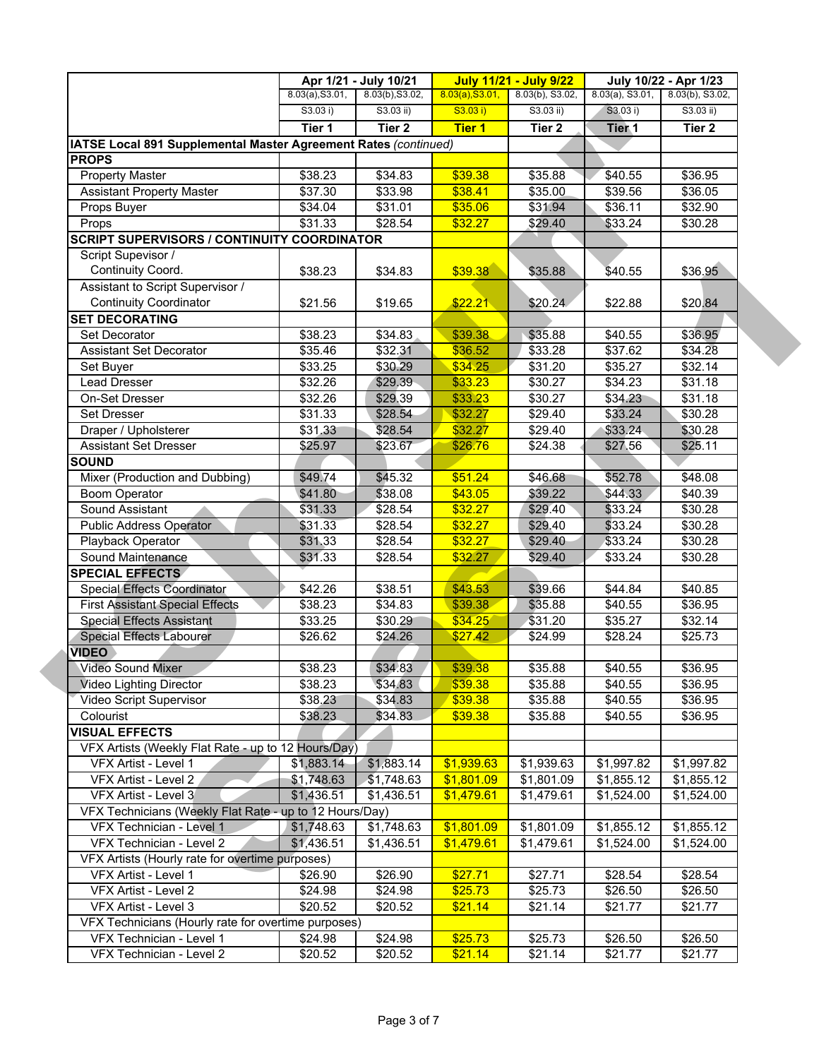| | Apr 1/21 - July 10/21 | | July 11/21 - July 9/22 | | July 10/22 - Apr 1/23 | |
|---|---|---|---|---|---|---|
| | 8.03(a),S3.01, S3.03 i) | 8.03(b),S3.02, S3.03 ii) | 8.03(a),S3.01, S3.03 i) | 8.03(b), S3.02, S3.03 ii) | 8.03(a), S3.01, S3.03 i) | 8.03(b), S3.02, S3.03 ii) |
| | Tier 1 | Tier 2 | Tier 1 | Tier 2 | Tier 1 | Tier 2 |
| **IATSE Local 891 Supplemental Master Agreement Rates** *(continued)* | | | | | | |
| **PROPS** | | | | | | |
| Property Master | $38.23 | $34.83 | $39.38 | $35.88 | $40.55 | $36.95 |
| Assistant Property Master | $37.30 | $33.98 | $38.41 | $35.00 | $39.56 | $36.05 |
| Props Buyer | $34.04 | $31.01 | $35.06 | $31.94 | $36.11 | $32.90 |
| Props | $31.33 | $28.54 | $32.27 | $29.40 | $33.24 | $30.28 |
| **SCRIPT SUPERVISORS / CONTINUITY COORDINATOR** | | | | | | |
| Script Supevisor / Continuity Coord. | $38.23 | $34.83 | $39.38 | $35.88 | $40.55 | $36.95 |
| Assistant to Script Supervisor / Continuity Coordinator | $21.56 | $19.65 | $22.21 | $20.24 | $22.88 | $20.84 |
| **SET DECORATING** | | | | | | |
| Set Decorator | $38.23 | $34.83 | $39.38 | $35.88 | $40.55 | $36.95 |
| Assistant Set Decorator | $35.46 | $32.31 | $36.52 | $33.28 | $37.62 | $34.28 |
| Set Buyer | $33.25 | $30.29 | $34.25 | $31.20 | $35.27 | $32.14 |
| Lead Dresser | $32.26 | $29.39 | $33.23 | $30.27 | $34.23 | $31.18 |
| On-Set Dresser | $32.26 | $29.39 | $33.23 | $30.27 | $34.23 | $31.18 |
| Set Dresser | $31.33 | $28.54 | $32.27 | $29.40 | $33.24 | $30.28 |
| Draper / Upholsterer | $31.33 | $28.54 | $32.27 | $29.40 | $33.24 | $30.28 |
| Assistant Set Dresser | $25.97 | $23.67 | $26.76 | $24.38 | $27.56 | $25.11 |
| **SOUND** | | | | | | |
| Mixer (Production and Dubbing) | $49.74 | $45.32 | $51.24 | $46.68 | $52.78 | $48.08 |
| Boom Operator | $41.80 | $38.08 | $43.05 | $39.22 | $44.33 | $40.39 |
| Sound Assistant | $31.33 | $28.54 | $32.27 | $29.40 | $33.24 | $30.28 |
| Public Address Operator | $31.33 | $28.54 | $32.27 | $29.40 | $33.24 | $30.28 |
| Playback Operator | $31.33 | $28.54 | $32.27 | $29.40 | $33.24 | $30.28 |
| Sound Maintenance | $31.33 | $28.54 | $32.27 | $29.40 | $33.24 | $30.28 |
| **SPECIAL EFFECTS** | | | | | | |
| Special Effects Coordinator | $42.26 | $38.51 | $43.53 | $39.66 | $44.84 | $40.85 |
| First Assistant Special Effects | $38.23 | $34.83 | $39.38 | $35.88 | $40.55 | $36.95 |
| Special Effects Assistant | $33.25 | $30.29 | $34.25 | $31.20 | $35.27 | $32.14 |
| Special Effects Labourer | $26.62 | $24.26 | $27.42 | $24.99 | $28.24 | $25.73 |
| **VIDEO** | | | | | | |
| Video Sound Mixer | $38.23 | $34.83 | $39.38 | $35.88 | $40.55 | $36.95 |
| Video Lighting Director | $38.23 | $34.83 | $39.38 | $35.88 | $40.55 | $36.95 |
| Video Script Supervisor | $38.23 | $34.83 | $39.38 | $35.88 | $40.55 | $36.95 |
| Colourist | $38.23 | $34.83 | $39.38 | $35.88 | $40.55 | $36.95 |
| **VISUAL EFFECTS** | | | | | | |
| VFX Artists (Weekly Flat Rate - up to 12 Hours/Day) | | | | | | |
| VFX Artist - Level 1 | $1,883.14 | $1,883.14 | $1,939.63 | $1,939.63 | $1,997.82 | $1,997.82 |
| VFX Artist - Level 2 | $1,748.63 | $1,748.63 | $1,801.09 | $1,801.09 | $1,855.12 | $1,855.12 |
| VFX Artist - Level 3 | $1,436.51 | $1,436.51 | $1,479.61 | $1,479.61 | $1,524.00 | $1,524.00 |
| VFX Technicians (Weekly Flat Rate - up to 12 Hours/Day) | | | | | | |
| VFX Technician - Level 1 | $1,748.63 | $1,748.63 | $1,801.09 | $1,801.09 | $1,855.12 | $1,855.12 |
| VFX Technician - Level 2 | $1,436.51 | $1,436.51 | $1,479.61 | $1,479.61 | $1,524.00 | $1,524.00 |
| VFX Artists (Hourly rate for overtime purposes) | | | | | | |
| VFX Artist - Level 1 | $26.90 | $26.90 | $27.71 | $27.71 | $28.54 | $28.54 |
| VFX Artist - Level 2 | $24.98 | $24.98 | $25.73 | $25.73 | $26.50 | $26.50 |
| VFX Artist - Level 3 | $20.52 | $20.52 | $21.14 | $21.14 | $21.77 | $21.77 |
| VFX Technicians (Hourly rate for overtime purposes) | | | | | | |
| VFX Technician - Level 1 | $24.98 | $24.98 | $25.73 | $25.73 | $26.50 | $26.50 |
| VFX Technician - Level 2 | $20.52 | $20.52 | $21.14 | $21.14 | $21.77 | $21.77 |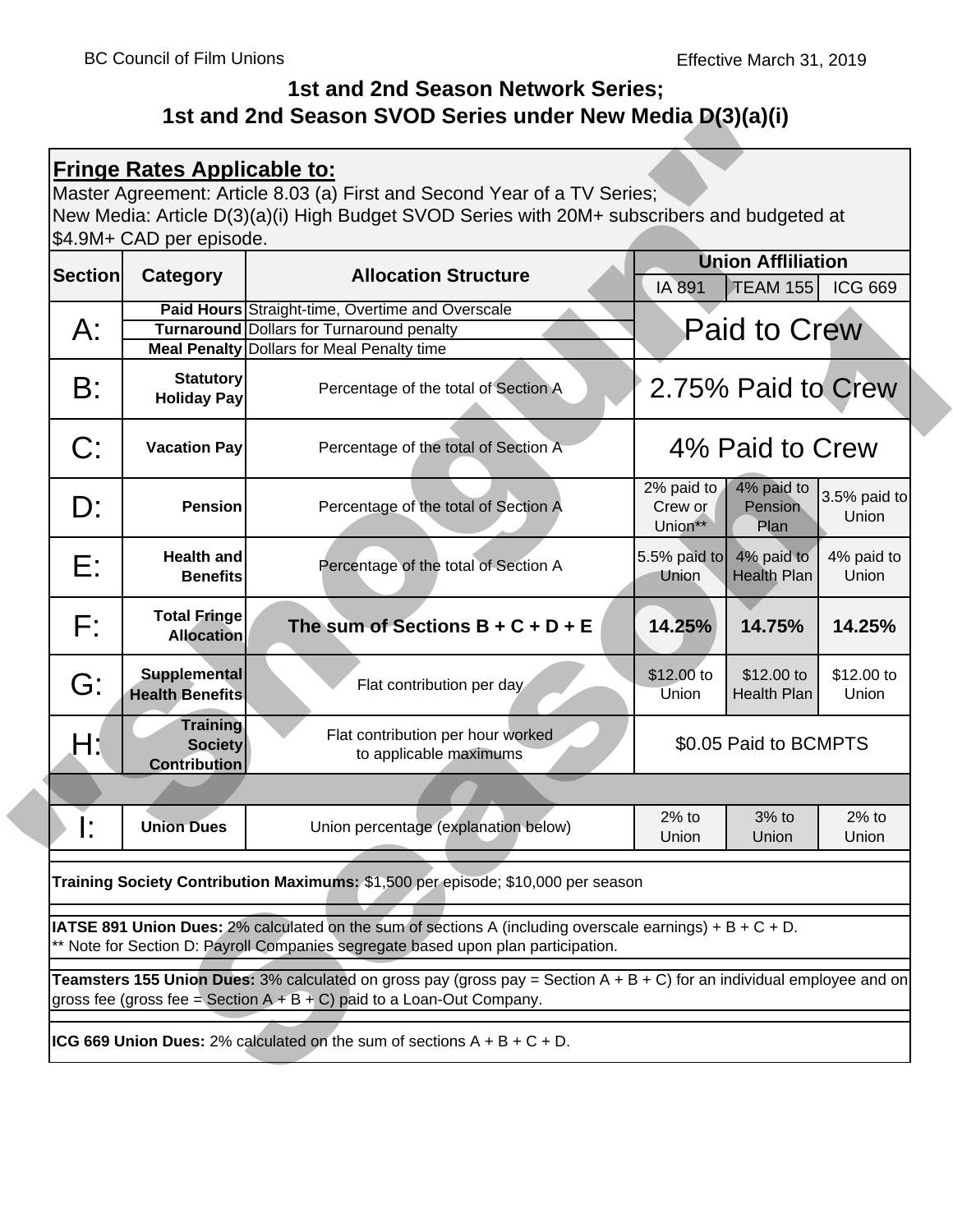BC Council of Film Unions

Effective March 31, 2019

# 1st and 2nd Season Network Series; 1st and 2nd Season SVOD Series under New Media D(3)(a)(i)

**Fringe Rates Applicable to:**
Master Agreement: Article 8.03 (a) First and Second Year of a TV Series;
New Media: Article D(3)(a)(i) High Budget SVOD Series with 20M+ subscribers and budgeted at $4.9M+ CAD per episode.

| Section | Category | Allocation Structure | Union Affliliation | | |
|---|---|---|---|---|---|
| | | | IA 891 | TEAM 155 | ICG 669 |
| A: | Paid Hours | Straight-time, Overtime and Overscale | Paid to Crew | | |
| | Turnaround | Dollars for Turnaround penalty | | | |
| | Meal Penalty | Dollars for Meal Penalty time | | | |
| B: | Statutory Holiday Pay | Percentage of the total of Section A | 2.75% Paid to Crew | | |
| C: | Vacation Pay | Percentage of the total of Section A | 4% Paid to Crew | | |
| D: | Pension | Percentage of the total of Section A | 2% paid to Crew or Union** | 4% paid to Pension Plan | 3.5% paid to Union |
| E: | Health and Benefits | Percentage of the total of Section A | 5.5% paid to Union | 4% paid to Health Plan | 4% paid to Union |
| F: | Total Fringe Allocation | **The sum of Sections B + C + D + E** | **14.25%** | **14.75%** | **14.25%** |
| G: | Supplemental Health Benefits | Flat contribution per day | $12.00 to Union | $12.00 to Health Plan | $12.00 to Union |
| H: | Training Society Contribution | Flat contribution per hour worked to applicable maximums | $0.05 Paid to BCMPTS | | |
| I: | Union Dues | Union percentage (explanation below) | 2% to Union | 3% to Union | 2% to Union |

**Training Society Contribution Maximums:** $1,500 per episode; $10,000 per season

**IATSE 891 Union Dues:** 2% calculated on the sum of sections A (including overscale earnings) + B + C + D.
** Note for Section D: Payroll Companies segregate based upon plan participation.

**Teamsters 155 Union Dues:** 3% calculated on gross pay (gross pay = Section A + B + C) for an individual employee and on gross fee (gross fee = Section A + B + C) paid to a Loan-Out Company.

**ICG 669 Union Dues:** 2% calculated on the sum of sections A + B + C + D.